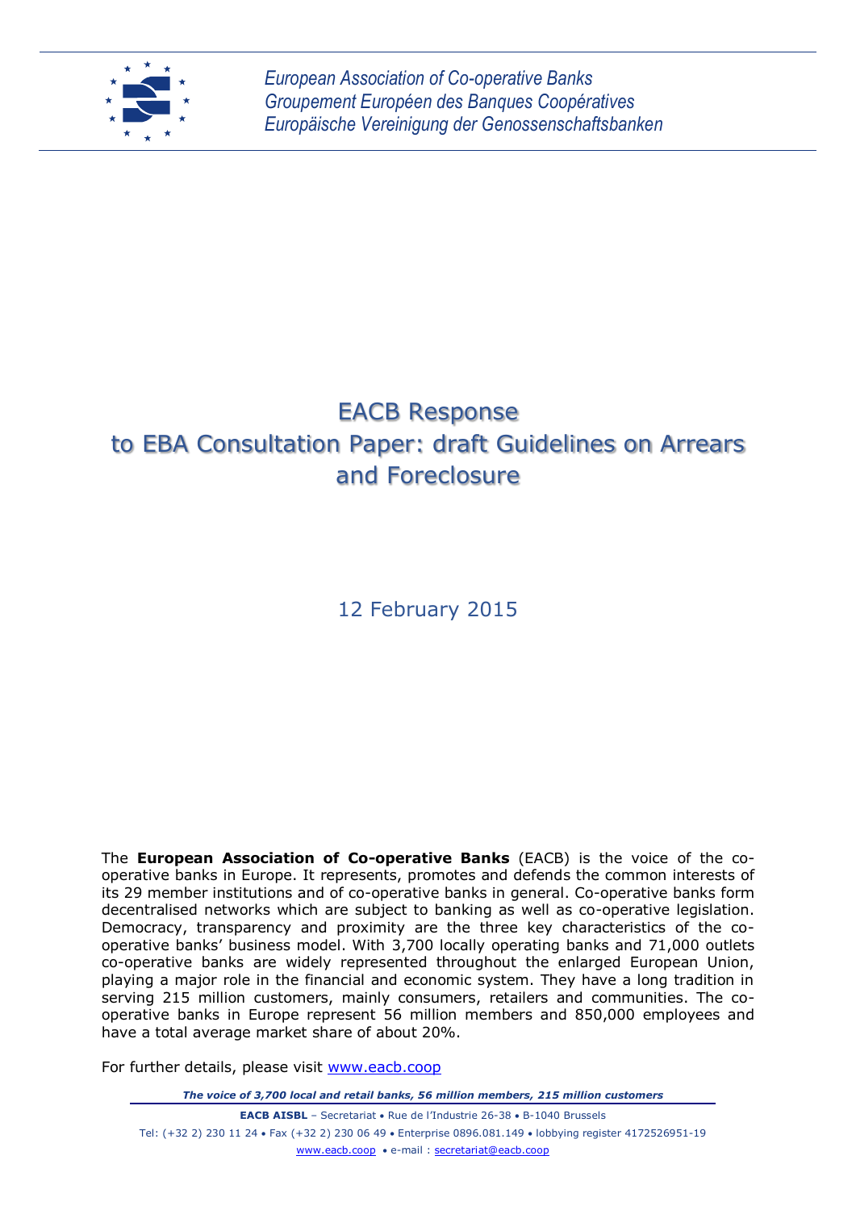*European Association of Co-operative Banks*
*Groupement Européen des Banques Coopératives*
*Europäische Vereinigung der Genossenschaftsbanken*

# EACB Response to EBA Consultation Paper: draft Guidelines on Arrears and Foreclosure

12 February 2015

The **European Association of Co-operative Banks** (EACB) is the voice of the co-operative banks in Europe. It represents, promotes and defends the common interests of its 29 member institutions and of co-operative banks in general. Co-operative banks form decentralised networks which are subject to banking as well as co-operative legislation. Democracy, transparency and proximity are the three key characteristics of the co-operative banks' business model. With 3,700 locally operating banks and 71,000 outlets co-operative banks are widely represented throughout the enlarged European Union, playing a major role in the financial and economic system. They have a long tradition in serving 215 million customers, mainly consumers, retailers and communities. The co-operative banks in Europe represent 56 million members and 850,000 employees and have a total average market share of about 20%.

For further details, please visit www.eacb.coop

***The voice of 3,700 local and retail banks, 56 million members, 215 million customers***

**EACB AISBL** – Secretariat • Rue de l'Industrie 26-38 • B-1040 Brussels
Tel: (+32 2) 230 11 24 • Fax (+32 2) 230 06 49 • Enterprise 0896.081.149 • lobbying register 4172526951-19
www.eacb.coop • e-mail : secretariat@eacb.coop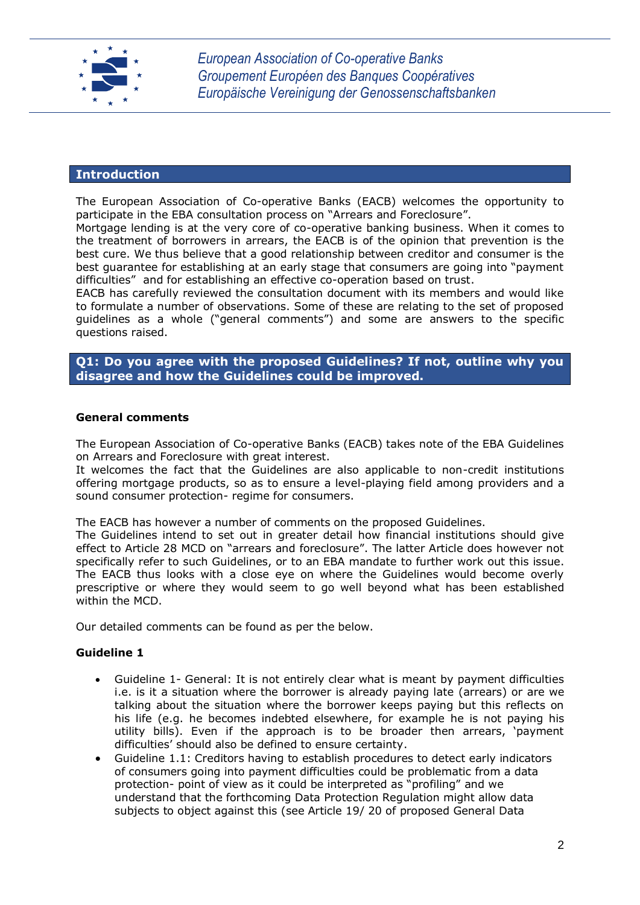*European Association of Co-operative Banks*
*Groupement Européen des Banques Coopératives*
*Europäische Vereinigung der Genossenschaftsbanken*

## Introduction

The European Association of Co-operative Banks (EACB) welcomes the opportunity to participate in the EBA consultation process on "Arrears and Foreclosure".
Mortgage lending is at the very core of co-operative banking business. When it comes to the treatment of borrowers in arrears, the EACB is of the opinion that prevention is the best cure. We thus believe that a good relationship between creditor and consumer is the best guarantee for establishing at an early stage that consumers are going into "payment difficulties" and for establishing an effective co-operation based on trust.
EACB has carefully reviewed the consultation document with its members and would like to formulate a number of observations. Some of these are relating to the set of proposed guidelines as a whole ("general comments") and some are answers to the specific questions raised.

## Q1: Do you agree with the proposed Guidelines? If not, outline why you disagree and how the Guidelines could be improved.

**General comments**

The European Association of Co-operative Banks (EACB) takes note of the EBA Guidelines on Arrears and Foreclosure with great interest.
It welcomes the fact that the Guidelines are also applicable to non-credit institutions offering mortgage products, so as to ensure a level-playing field among providers and a sound consumer protection- regime for consumers.

The EACB has however a number of comments on the proposed Guidelines.
The Guidelines intend to set out in greater detail how financial institutions should give effect to Article 28 MCD on "arrears and foreclosure". The latter Article does however not specifically refer to such Guidelines, or to an EBA mandate to further work out this issue. The EACB thus looks with a close eye on where the Guidelines would become overly prescriptive or where they would seem to go well beyond what has been established within the MCD.

Our detailed comments can be found as per the below.

**Guideline 1**

- Guideline 1- General: It is not entirely clear what is meant by payment difficulties i.e. is it a situation where the borrower is already paying late (arrears) or are we talking about the situation where the borrower keeps paying but this reflects on his life (e.g. he becomes indebted elsewhere, for example he is not paying his utility bills). Even if the approach is to be broader then arrears, 'payment difficulties' should also be defined to ensure certainty.
- Guideline 1.1: Creditors having to establish procedures to detect early indicators of consumers going into payment difficulties could be problematic from a data protection- point of view as it could be interpreted as "profiling" and we understand that the forthcoming Data Protection Regulation might allow data subjects to object against this (see Article 19/ 20 of proposed General Data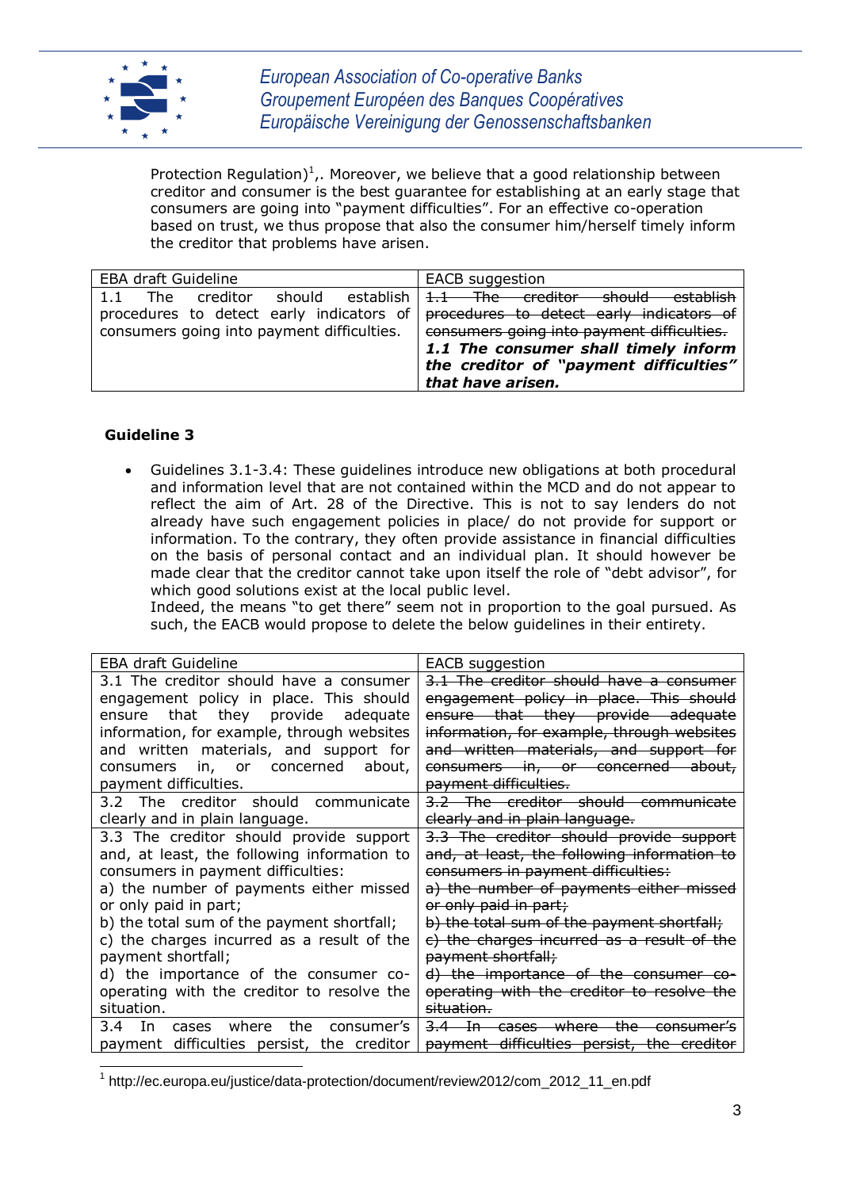Protection Regulation)[1],. Moreover, we believe that a good relationship between creditor and consumer is the best guarantee for establishing at an early stage that consumers are going into "payment difficulties". For an effective co-operation based on trust, we thus propose that also the consumer him/herself timely inform the creditor that problems have arisen.

| EBA draft Guideline | EACB suggestion |
| --- | --- |
| 1.1 The creditor should establish procedures to detect early indicators of consumers going into payment difficulties. | ~~1.1 The creditor should establish procedures to detect early indicators of consumers going into payment difficulties.~~ ***1.1 The consumer shall timely inform the creditor of "payment difficulties" that have arisen.*** |

**Guideline 3**

- Guidelines 3.1-3.4: These guidelines introduce new obligations at both procedural and information level that are not contained within the MCD and do not appear to reflect the aim of Art. 28 of the Directive. This is not to say lenders do not already have such engagement policies in place/ do not provide for support or information. To the contrary, they often provide assistance in financial difficulties on the basis of personal contact and an individual plan. It should however be made clear that the creditor cannot take upon itself the role of "debt advisor", for which good solutions exist at the local public level.
  Indeed, the means "to get there" seem not in proportion to the goal pursued. As such, the EACB would propose to delete the below guidelines in their entirety.

| EBA draft Guideline | EACB suggestion |
| --- | --- |
| 3.1 The creditor should have a consumer engagement policy in place. This should ensure that they provide adequate information, for example, through websites and written materials, and support for consumers in, or concerned about, payment difficulties. | ~~3.1 The creditor should have a consumer engagement policy in place. This should ensure that they provide adequate information, for example, through websites and written materials, and support for consumers in, or concerned about, payment difficulties.~~ |
| 3.2 The creditor should communicate clearly and in plain language. | ~~3.2 The creditor should communicate clearly and in plain language.~~ |
| 3.3 The creditor should provide support and, at least, the following information to consumers in payment difficulties:<br>a) the number of payments either missed or only paid in part;<br>b) the total sum of the payment shortfall;<br>c) the charges incurred as a result of the payment shortfall;<br>d) the importance of the consumer co-operating with the creditor to resolve the situation. | ~~3.3 The creditor should provide support and, at least, the following information to consumers in payment difficulties:~~<br>~~a) the number of payments either missed or only paid in part;~~<br>~~b) the total sum of the payment shortfall;~~<br>~~c) the charges incurred as a result of the payment shortfall;~~<br>~~d) the importance of the consumer co-operating with the creditor to resolve the situation.~~ |
| 3.4 In cases where the consumer's payment difficulties persist, the creditor | ~~3.4 In cases where the consumer's payment difficulties persist, the creditor~~ |

[1] http://ec.europa.eu/justice/data-protection/document/review2012/com_2012_11_en.pdf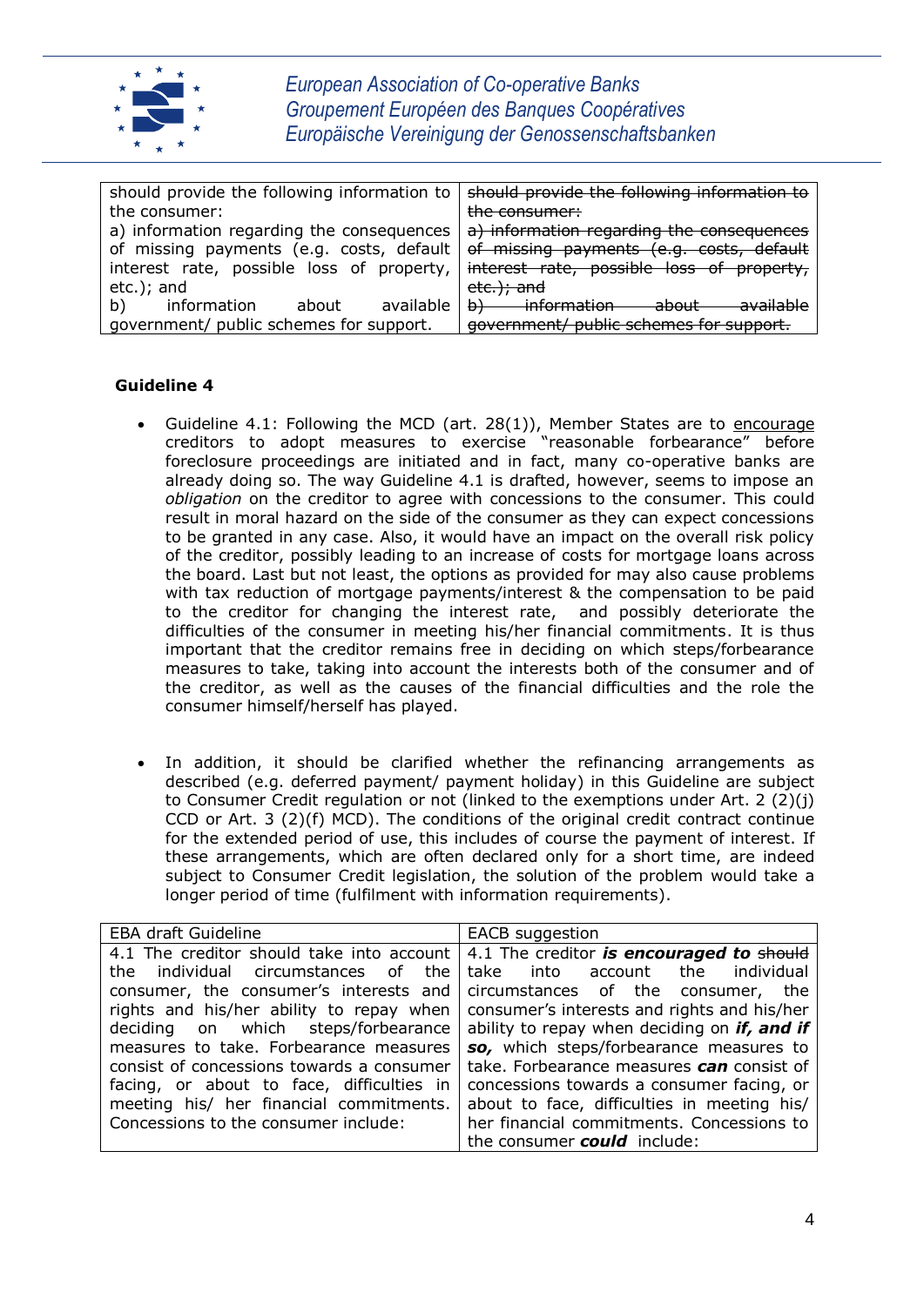| | |
|---|---|
| should provide the following information to the consumer: a) information regarding the consequences of missing payments (e.g. costs, default interest rate, possible loss of property, etc.); and b) information about available government/ public schemes for support. | ~~should provide the following information to the consumer: a) information regarding the consequences of missing payments (e.g. costs, default interest rate, possible loss of property, etc.); and b) information about available government/ public schemes for support.~~ |

**Guideline 4**

- Guideline 4.1: Following the MCD (art. 28(1)), Member States are to encourage creditors to adopt measures to exercise "reasonable forbearance" before foreclosure proceedings are initiated and in fact, many co-operative banks are already doing so. The way Guideline 4.1 is drafted, however, seems to impose an *obligation* on the creditor to agree with concessions to the consumer. This could result in moral hazard on the side of the consumer as they can expect concessions to be granted in any case. Also, it would have an impact on the overall risk policy of the creditor, possibly leading to an increase of costs for mortgage loans across the board. Last but not least, the options as provided for may also cause problems with tax reduction of mortgage payments/interest & the compensation to be paid to the creditor for changing the interest rate, and possibly deteriorate the difficulties of the consumer in meeting his/her financial commitments. It is thus important that the creditor remains free in deciding on which steps/forbearance measures to take, taking into account the interests both of the consumer and of the creditor, as well as the causes of the financial difficulties and the role the consumer himself/herself has played.

- In addition, it should be clarified whether the refinancing arrangements as described (e.g. deferred payment/ payment holiday) in this Guideline are subject to Consumer Credit regulation or not (linked to the exemptions under Art. 2 (2)(j) CCD or Art. 3 (2)(f) MCD). The conditions of the original credit contract continue for the extended period of use, this includes of course the payment of interest. If these arrangements, which are often declared only for a short time, are indeed subject to Consumer Credit legislation, the solution of the problem would take a longer period of time (fulfilment with information requirements).

| EBA draft Guideline | EACB suggestion |
|---|---|
| 4.1 The creditor should take into account the individual circumstances of the consumer, the consumer's interests and rights and his/her ability to repay when deciding on which steps/forbearance measures to take. Forbearance measures consist of concessions towards a consumer facing, or about to face, difficulties in meeting his/ her financial commitments. Concessions to the consumer include: | 4.1 The creditor ***is encouraged to*** ~~should~~ take into account the individual circumstances of the consumer, the consumer's interests and rights and his/her ability to repay when deciding on ***if, and if so,*** which steps/forbearance measures to take. Forbearance measures ***can*** consist of concessions towards a consumer facing, or about to face, difficulties in meeting his/ her financial commitments. Concessions to the consumer ***could*** include: |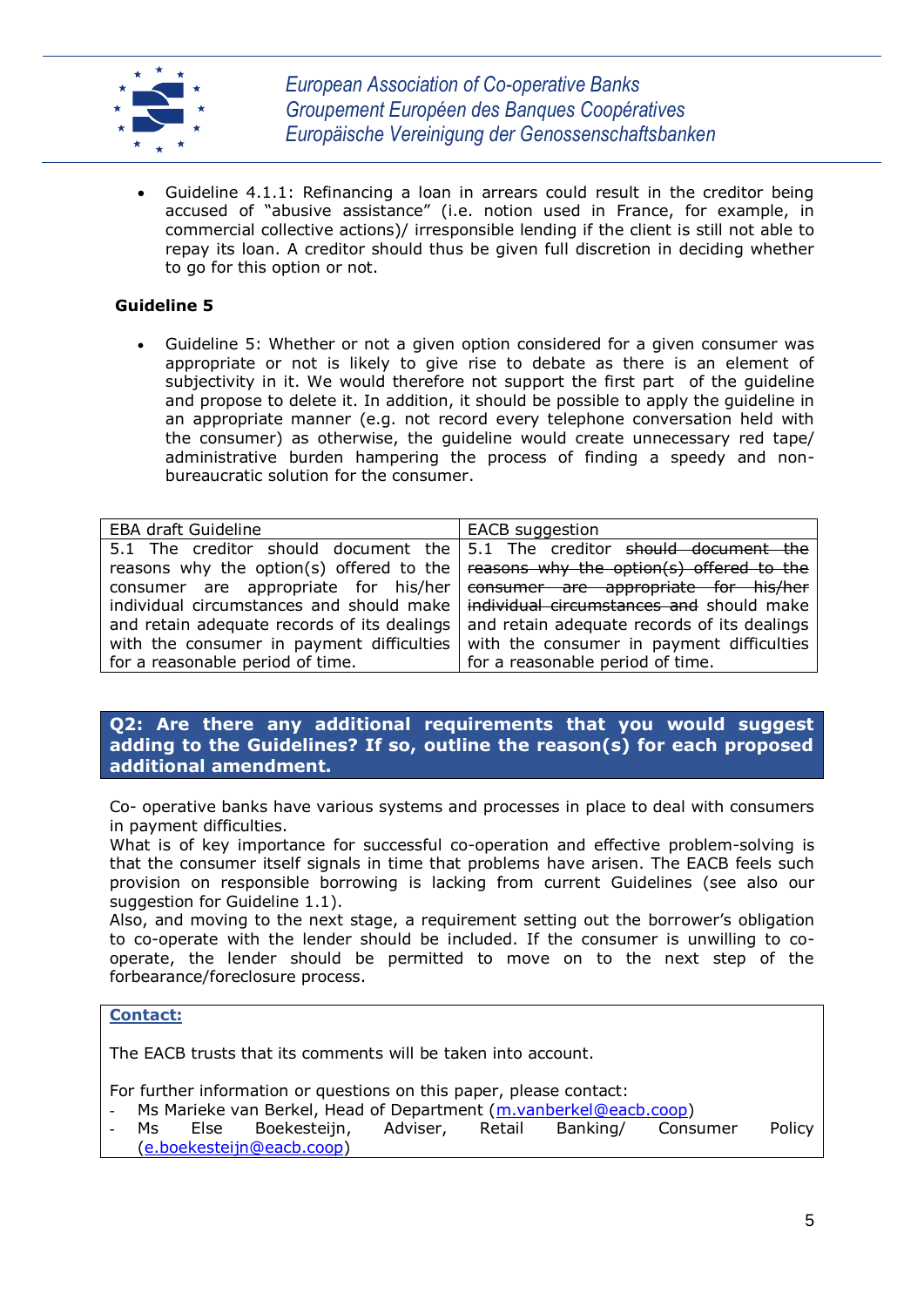- Guideline 4.1.1: Refinancing a loan in arrears could result in the creditor being accused of "abusive assistance" (i.e. notion used in France, for example, in commercial collective actions)/ irresponsible lending if the client is still not able to repay its loan. A creditor should thus be given full discretion in deciding whether to go for this option or not.

**Guideline 5**

- Guideline 5: Whether or not a given option considered for a given consumer was appropriate or not is likely to give rise to debate as there is an element of subjectivity in it. We would therefore not support the first part of the guideline and propose to delete it. In addition, it should be possible to apply the guideline in an appropriate manner (e.g. not record every telephone conversation held with the consumer) as otherwise, the guideline would create unnecessary red tape/ administrative burden hampering the process of finding a speedy and non-bureaucratic solution for the consumer.

| EBA draft Guideline | EACB suggestion |
|---|---|
| 5.1 The creditor should document the reasons why the option(s) offered to the consumer are appropriate for his/her individual circumstances and should make and retain adequate records of its dealings with the consumer in payment difficulties for a reasonable period of time. | 5.1 The creditor ~~should document the reasons why the option(s) offered to the consumer are appropriate for his/her individual circumstances and~~ should make and retain adequate records of its dealings with the consumer in payment difficulties for a reasonable period of time. |

**Q2: Are there any additional requirements that you would suggest adding to the Guidelines? If so, outline the reason(s) for each proposed additional amendment.**

Co- operative banks have various systems and processes in place to deal with consumers in payment difficulties.
What is of key importance for successful co-operation and effective problem-solving is that the consumer itself signals in time that problems have arisen. The EACB feels such provision on responsible borrowing is lacking from current Guidelines (see also our suggestion for Guideline 1.1).
Also, and moving to the next stage, a requirement setting out the borrower's obligation to co-operate with the lender should be included. If the consumer is unwilling to co-operate, the lender should be permitted to move on to the next step of the forbearance/foreclosure process.

**Contact:**

The EACB trusts that its comments will be taken into account.

For further information or questions on this paper, please contact:

- Ms Marieke van Berkel, Head of Department (m.vanberkel@eacb.coop)
- Ms Else Boekesteijn, Adviser, Retail Banking/ Consumer Policy (e.boekesteijn@eacb.coop)